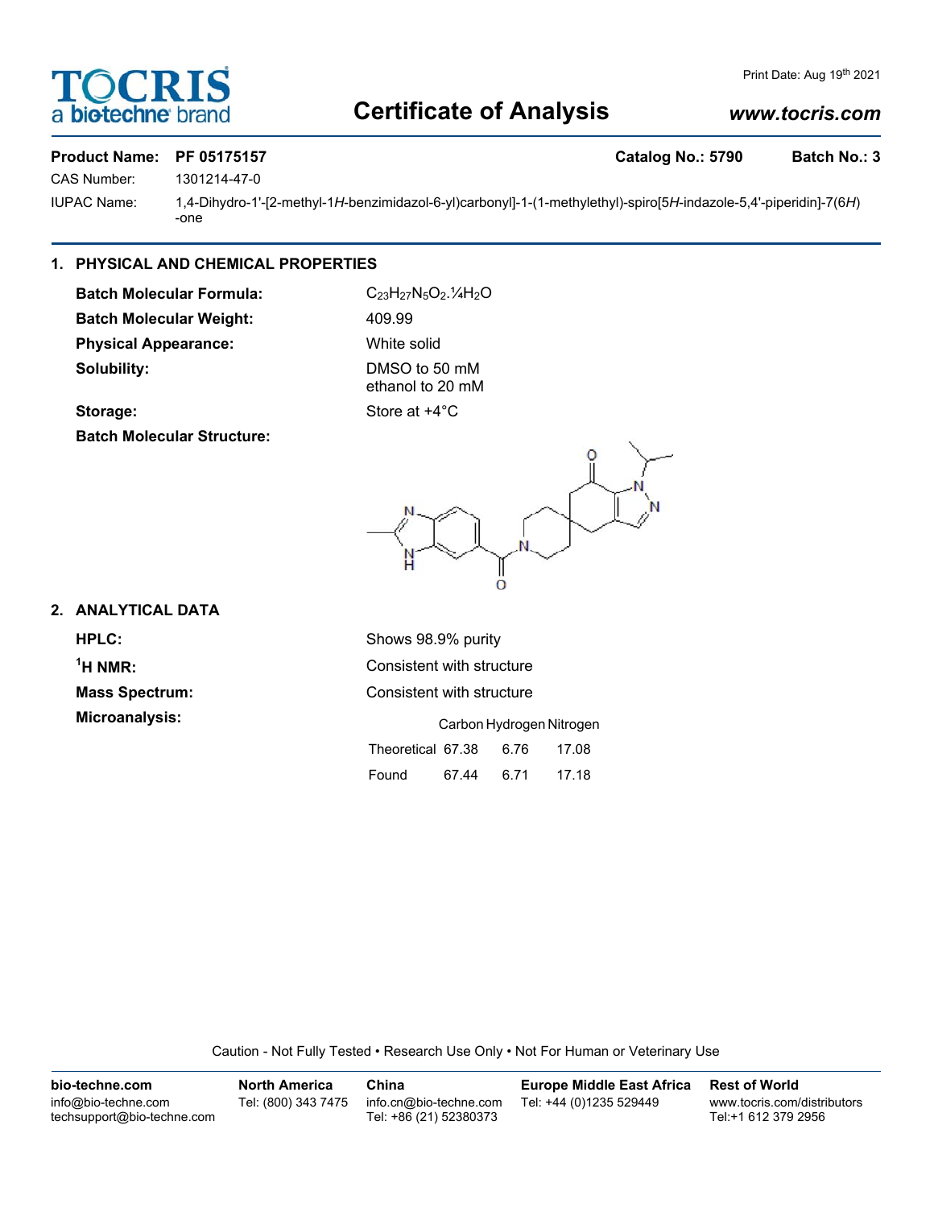# Certificate of Analysis

*www.tocris.com*

**Product Name: PF 05175157** **Catalog No.: 5790** **Batch No.: 3**

CAS Number: 1301214-47-0

IUPAC Name: 1,4-Dihydro-1'-[2-methyl-1*H*-benzimidazol-6-yl)carbonyl]-1-(1-methylethyl)-spiro[5*H*-indazole-5,4'-piperidin]-7(6*H*)-one

## 1. PHYSICAL AND CHEMICAL PROPERTIES

**Batch Molecular Formula:** $C_{23}H_{27}N_5O_2.¼H_2O$

**Batch Molecular Weight:** 409.99

**Physical Appearance:** White solid

**Solubility:** DMSO to 50 mM
ethanol to 20 mM

**Storage:** Store at +4°C

**Batch Molecular Structure:**

## 2. ANALYTICAL DATA

**HPLC:** Shows 98.9% purity

**$^1$H NMR:** Consistent with structure

**Mass Spectrum:** Consistent with structure

**Microanalysis:**

| | Carbon | Hydrogen | Nitrogen |
|---|---|---|---|
| Theoretical | 67.38 | 6.76 | 17.08 |
| Found | 67.44 | 6.71 | 17.18 |

Caution - Not Fully Tested • Research Use Only • Not For Human or Veterinary Use

**bio-techne.com**
info@bio-techne.com
techsupport@bio-techne.com

**North America**
Tel: (800) 343 7475

**China**
info.cn@bio-techne.com
Tel: +86 (21) 52380373

**Europe Middle East Africa**
Tel: +44 (0)1235 529449

**Rest of World**
www.tocris.com/distributors
Tel:+1 612 379 2956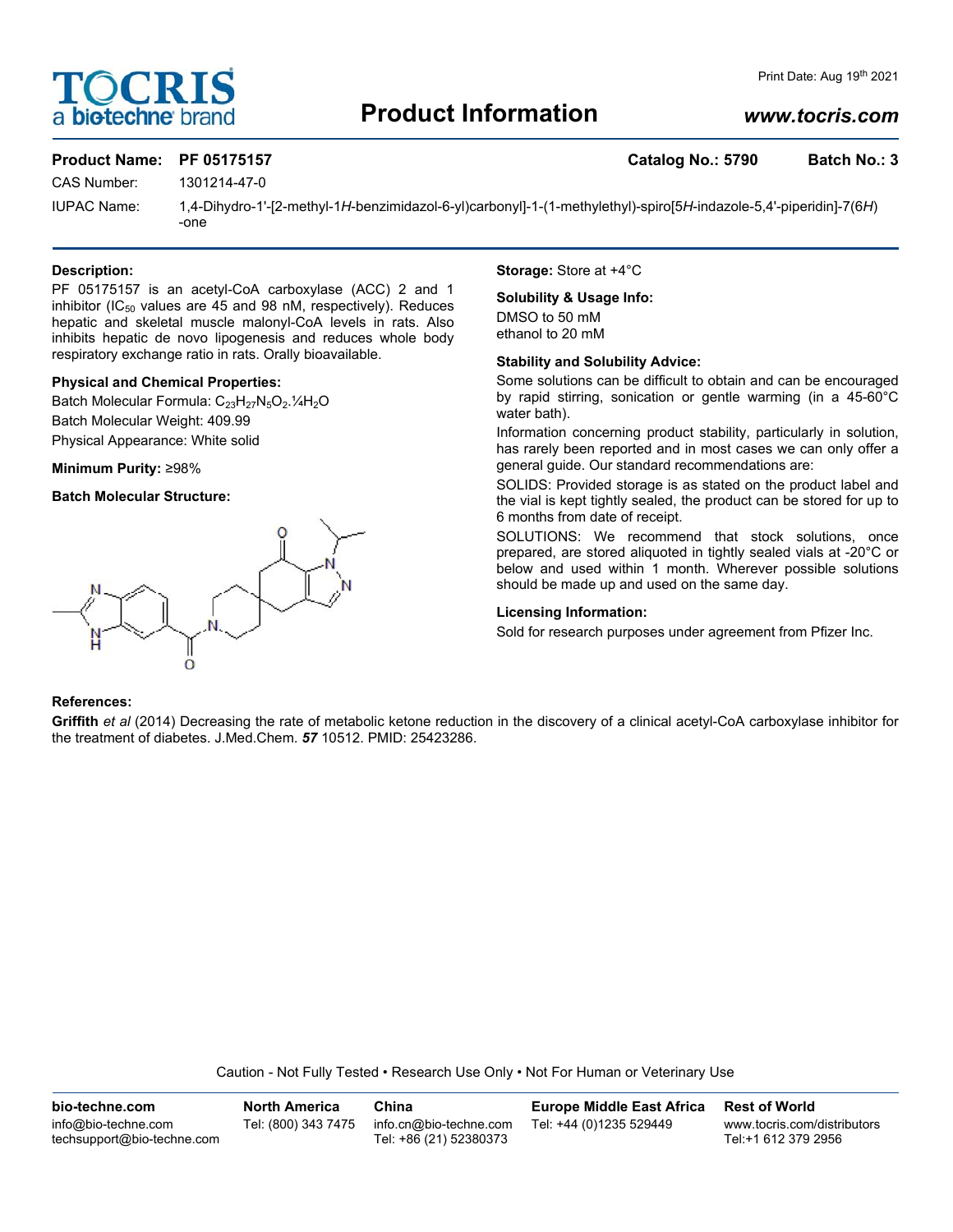# TOCRIS
a biotechne brand

Print Date: Aug 19th 2021

## Product Information

www.tocris.com

**Product Name: PF 05175157** **Catalog No.: 5790** **Batch No.: 3**

CAS Number: 1301214-47-0

IUPAC Name: 1,4-Dihydro-1'-[2-methyl-1*H*-benzimidazol-6-yl)carbonyl]-1-(1-methylethyl)-spiro[5*H*-indazole-5,4'-piperidin]-7(6*H*)-one

### Description:

PF 05175157 is an acetyl-CoA carboxylase (ACC) 2 and 1 inhibitor ($IC_{50}$ values are 45 and 98 nM, respectively). Reduces hepatic and skeletal muscle malonyl-CoA levels in rats. Also inhibits hepatic de novo lipogenesis and reduces whole body respiratory exchange ratio in rats. Orally bioavailable.

### Physical and Chemical Properties:

Batch Molecular Formula: $C_{23}H_{27}N_5O_2.¼H_2O$

Batch Molecular Weight: 409.99

Physical Appearance: White solid

**Minimum Purity:** ≥98%

**Batch Molecular Structure:**

**Storage:** Store at +4°C

### Solubility & Usage Info:

DMSO to 50 mM
ethanol to 20 mM

### Stability and Solubility Advice:

Some solutions can be difficult to obtain and can be encouraged by rapid stirring, sonication or gentle warming (in a 45-60°C water bath).

Information concerning product stability, particularly in solution, has rarely been reported and in most cases we can only offer a general guide. Our standard recommendations are:

SOLIDS: Provided storage is as stated on the product label and the vial is kept tightly sealed, the product can be stored for up to 6 months from date of receipt.

SOLUTIONS: We recommend that stock solutions, once prepared, are stored aliquoted in tightly sealed vials at -20°C or below and used within 1 month. Wherever possible solutions should be made up and used on the same day.

### Licensing Information:

Sold for research purposes under agreement from Pfizer Inc.

### References:

**Griffith** *et al* (2014) Decreasing the rate of metabolic ketone reduction in the discovery of a clinical acetyl-CoA carboxylase inhibitor for the treatment of diabetes. J.Med.Chem. ***57*** 10512. PMID: 25423286.

Caution - Not Fully Tested • Research Use Only • Not For Human or Veterinary Use

| bio-techne.com | North America | China | Europe Middle East Africa | Rest of World |
|---|---|---|---|---|
| info@bio-techne.com<br>techsupport@bio-techne.com | Tel: (800) 343 7475 | info.cn@bio-techne.com<br>Tel: +86 (21) 52380373 | Tel: +44 (0)1235 529449 | www.tocris.com/distributors<br>Tel:+1 612 379 2956 |